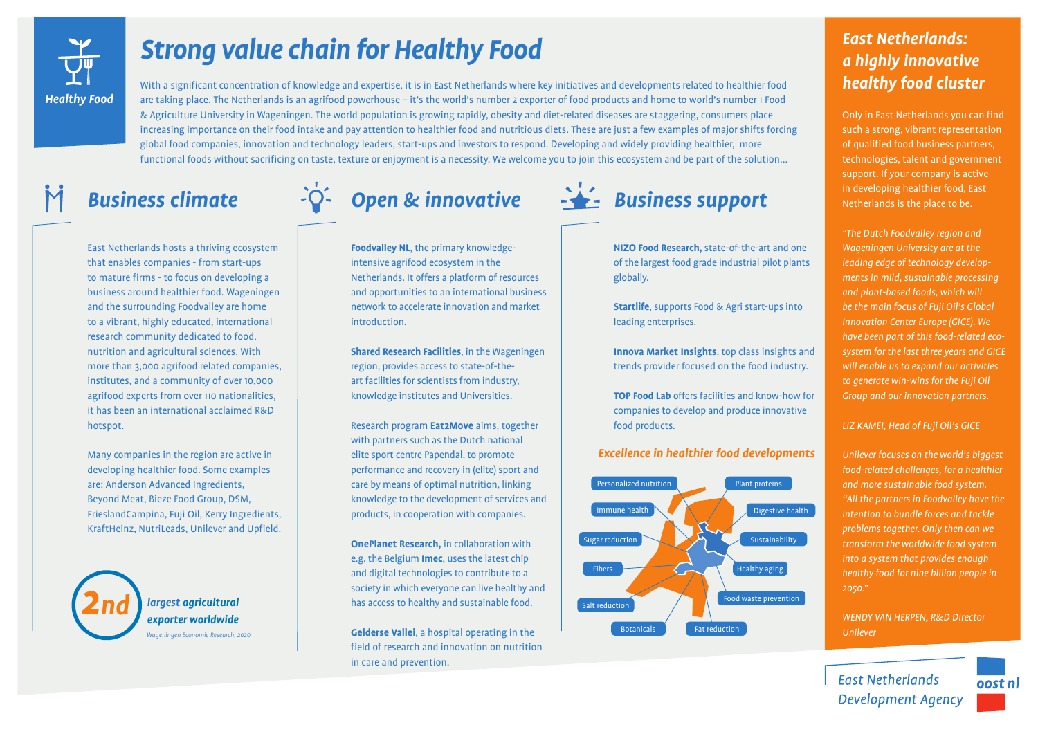Healthy Food

# Strong value chain for Healthy Food

With a significant concentration of knowledge and expertise, it is in East Netherlands where key initiatives and developments related to healthier food are taking place. The Netherlands is an agrifood powerhouse – it's the world's number 2 exporter of food products and home to world's number 1 Food & Agriculture University in Wageningen. The world population is growing rapidly, obesity and diet-related diseases are staggering, consumers place increasing importance on their food intake and pay attention to healthier food and nutritious diets. These are just a few examples of major shifts forcing global food companies, innovation and technology leaders, start-ups and investors to respond. Developing and widely providing healthier, more functional foods without sacrificing on taste, texture or enjoyment is a necessity. We welcome you to join this ecosystem and be part of the solution...

## Business climate

East Netherlands hosts a thriving ecosystem that enables companies - from start-ups to mature firms - to focus on developing a business around healthier food. Wageningen and the surrounding Foodvalley are home to a vibrant, highly educated, international research community dedicated to food, nutrition and agricultural sciences. With more than 3,000 agrifood related companies, institutes, and a community of over 10,000 agrifood experts from over 110 nationalities, it has been an international acclaimed R&D hotspot.

Many companies in the region are active in developing healthier food. Some examples are: Anderson Advanced Ingredients, Beyond Meat, Bieze Food Group, DSM, FrieslandCampina, Fuji Oil, Kerry Ingredients, KraftHeinz, NutriLeads, Unilever and Upfield.

**2nd** *largest agricultural exporter worldwide*

*Wageningen Economic Research, 2020*

## Open & innovative

**Foodvalley NL**, the primary knowledge-intensive agrifood ecosystem in the Netherlands. It offers a platform of resources and opportunities to an international business network to accelerate innovation and market introduction.

**Shared Research Facilities**, in the Wageningen region, provides access to state-of-the-art facilities for scientists from industry, knowledge institutes and Universities.

Research program **Eat2Move** aims, together with partners such as the Dutch national elite sport centre Papendal, to promote performance and recovery in (elite) sport and care by means of optimal nutrition, linking knowledge to the development of services and products, in cooperation with companies.

**OnePlanet Research,** in collaboration with e.g. the Belgium **Imec**, uses the latest chip and digital technologies to contribute to a society in which everyone can live healthy and has access to healthy and sustainable food.

**Gelderse Vallei**, a hospital operating in the field of research and innovation on nutrition in care and prevention.

## Business support

**NIZO Food Research,** state-of-the-art and one of the largest food grade industrial pilot plants globally.

**Startlife**, supports Food & Agri start-ups into leading enterprises.

**Innova Market Insights**, top class insights and trends provider focused on the food industry.

**TOP Food Lab** offers facilities and know-how for companies to develop and produce innovative food products.

### Excellence in healthier food developments

- Personalized nutrition
- Plant proteins
- Immune health
- Digestive health
- Sugar reduction
- Sustainability
- Fibers
- Healthy aging
- Salt reduction
- Food waste prevention
- Botanicals
- Fat reduction

## East Netherlands: a highly innovative healthy food cluster

Only in East Netherlands you can find such a strong, vibrant representation of qualified food business partners, technologies, talent and government support. If your company is active in developing healthier food, East Netherlands is the place to be.

*"The Dutch Foodvalley region and Wageningen University are at the leading edge of technology developments in mild, sustainable processing and plant-based foods, which will be the main focus of Fuji Oil's Global Innovation Center Europe (GICE). We have been part of this food-related ecosystem for the last three years and GICE will enable us to expand our activities to generate win-wins for the Fuji Oil Group and our innovation partners.*

*LIZ KAMEI, Head of Fuji Oil's GICE*

*Unilever focuses on the world's biggest food-related challenges, for a healthier and more sustainable food system. "All the partners in Foodvalley have the intention to bundle forces and tackle problems together. Only then can we transform the worldwide food system into a system that provides enough healthy food for nine billion people in 2050."*

*WENDY VAN HERPEN, R&D Director Unilever*

East Netherlands Development Agency

oost nl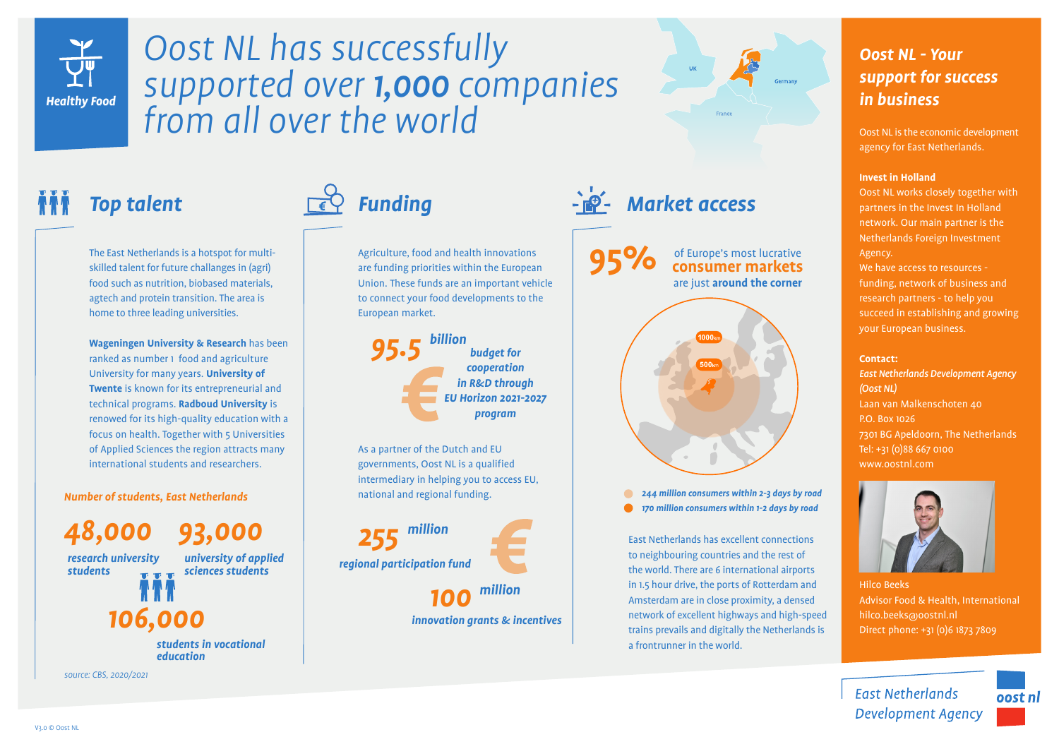Healthy Food

# Oost NL has successfully supported over **1,000** companies from all over the world

UK

Germany

France

## Top talent

The East Netherlands is a hotspot for multi-skilled talent for future challanges in (agri) food such as nutrition, biobased materials, agtech and protein transition. The area is home to three leading universities.

**Wageningen University & Research** has been ranked as number 1 food and agriculture University for many years. **University of Twente** is known for its entrepreneurial and technical programs. **Radboud University** is renowned for its high-quality education with a focus on health. Together with 5 Universities of Applied Sciences the region attracts many international students and researchers.

*Number of students, East Netherlands*

**48,000**
*research university students*

**93,000**
*university of applied sciences students*

**106,000**
*students in vocational education*

*source: CBS, 2020/2021*

## Funding

Agriculture, food and health innovations are funding priorities within the European Union. These funds are an important vehicle to connect your food developments to the European market.

**95.5** *billion*
*budget for cooperation in R&D through EU Horizon 2021-2027 program*

As a partner of the Dutch and EU governments, Oost NL is a qualified intermediary in helping you to access EU, national and regional funding.

**255** *million*
*regional participation fund*

**100** *million*
*innovation grants & incentives*

## Market access

**95%** of Europe's most lucrative **consumer markets** are just **around the corner**

1000km

500km

*244 million consumers within 2-3 days by road*

*170 million consumers within 1-2 days by road*

East Netherlands has excellent connections to neighbouring countries and the rest of the world. There are 6 international airports in 1.5 hour drive, the ports of Rotterdam and Amsterdam are in close proximity, a densed network of excellent highways and high-speed trains prevails and digitally the Netherlands is a frontrunner in the world.

## *Oost NL - Your support for success in business*

Oost NL is the economic development agency for East Netherlands.

**Invest in Holland**
Oost NL works closely together with partners in the Invest In Holland network. Our main partner is the Netherlands Foreign Investment Agency.
We have access to resources - funding, network of research partners - to help you succeed in establishing and growing your European business.

**Contact:**
*East Netherlands Development Agency (Oost NL)*
Laan van Malkenschoten 40
P.O. Box 1026
7301 BG Apeldoorn, The Netherlands
Tel: +31 (0)88 667 0100
www.oostnl.com

Hilco Beeks
Advisor Food & Health, International
hilco.beeks@oostnl.nl
Direct phone: +31 (0)6 1873 7809

*East Netherlands Development Agency*

oost nl

V3.0 © Oost NL